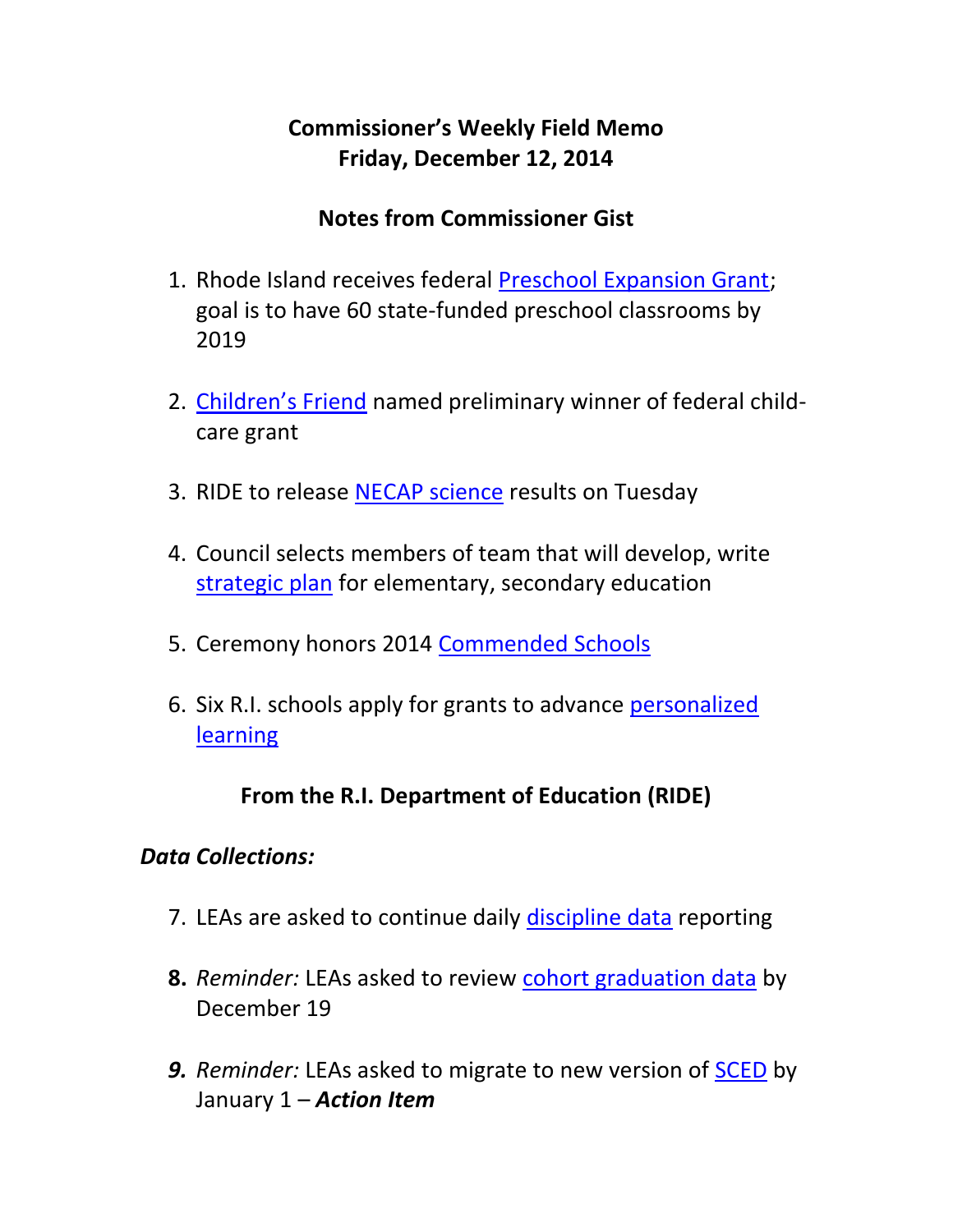# Commissioner's Weekly Field Memo
# Friday, December 12, 2014

## Notes from Commissioner Gist

1. Rhode Island receives federal Preschool Expansion Grant; goal is to have 60 state-funded preschool classrooms by 2019

2. Children's Friend named preliminary winner of federal child-care grant

3. RIDE to release NECAP science results on Tuesday

4. Council selects members of team that will develop, write strategic plan for elementary, secondary education

5. Ceremony honors 2014 Commended Schools

6. Six R.I. schools apply for grants to advance personalized learning

## From the R.I. Department of Education (RIDE)

### *Data Collections:*

7. LEAs are asked to continue daily discipline data reporting

8. *Reminder:* LEAs asked to review cohort graduation data by December 19

9. *Reminder:* LEAs asked to migrate to new version of SCED by January 1 – ***Action Item***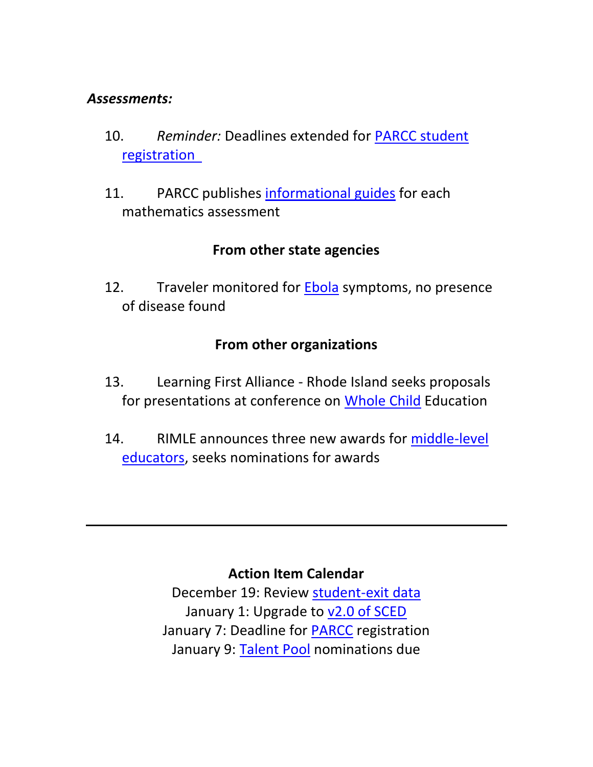***Assessments:***

10. *Reminder:* Deadlines extended for PARCC student registration

11. PARCC publishes informational guides for each mathematics assessment

**From other state agencies**

12. Traveler monitored for Ebola symptoms, no presence of disease found

**From other organizations**

13. Learning First Alliance - Rhode Island seeks proposals for presentations at conference on Whole Child Education

14. RIMLE announces three new awards for middle-level educators, seeks nominations for awards

---

**Action Item Calendar**

December 19: Review student-exit data
January 1: Upgrade to v2.0 of SCED
January 7: Deadline for PARCC registration
January 9: Talent Pool nominations due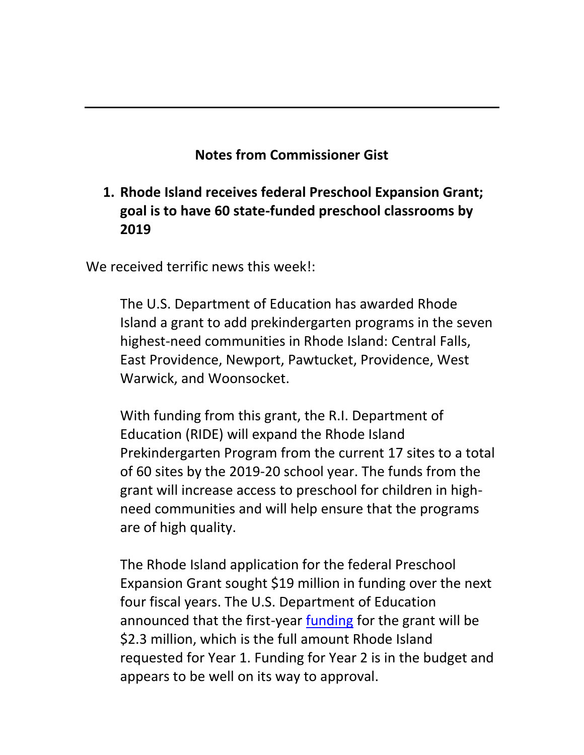---

**Notes from Commissioner Gist**

1. **Rhode Island receives federal Preschool Expansion Grant; goal is to have 60 state-funded preschool classrooms by 2019**

We received terrific news this week!:

> The U.S. Department of Education has awarded Rhode Island a grant to add prekindergarten programs in the seven highest-need communities in Rhode Island: Central Falls, East Providence, Newport, Pawtucket, Providence, West Warwick, and Woonsocket.
>
> With funding from this grant, the R.I. Department of Education (RIDE) will expand the Rhode Island Prekindergarten Program from the current 17 sites to a total of 60 sites by the 2019-20 school year. The funds from the grant will increase access to preschool for children in high-need communities and will help ensure that the programs are of high quality.
>
> The Rhode Island application for the federal Preschool Expansion Grant sought $19 million in funding over the next four fiscal years. The U.S. Department of Education announced that the first-year funding for the grant will be $2.3 million, which is the full amount Rhode Island requested for Year 1. Funding for Year 2 is in the budget and appears to be well on its way to approval.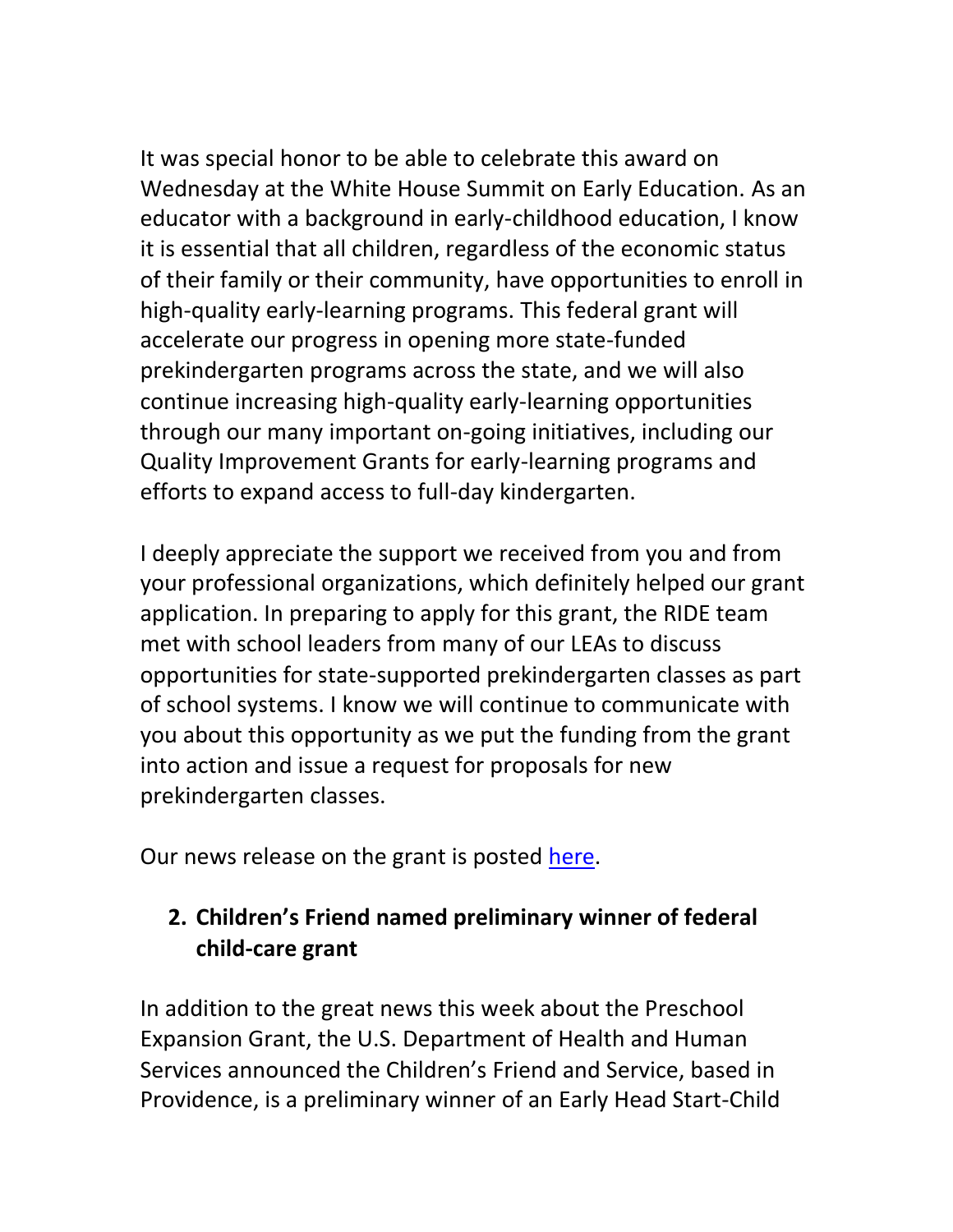It was special honor to be able to celebrate this award on Wednesday at the White House Summit on Early Education. As an educator with a background in early-childhood education, I know it is essential that all children, regardless of the economic status of their family or their community, have opportunities to enroll in high-quality early-learning programs. This federal grant will accelerate our progress in opening more state-funded prekindergarten programs across the state, and we will also continue increasing high-quality early-learning opportunities through our many important on-going initiatives, including our Quality Improvement Grants for early-learning programs and efforts to expand access to full-day kindergarten.

I deeply appreciate the support we received from you and from your professional organizations, which definitely helped our grant application. In preparing to apply for this grant, the RIDE team met with school leaders from many of our LEAs to discuss opportunities for state-supported prekindergarten classes as part of school systems. I know we will continue to communicate with you about this opportunity as we put the funding from the grant into action and issue a request for proposals for new prekindergarten classes.

Our news release on the grant is posted here.

2. **Children's Friend named preliminary winner of federal child-care grant**

In addition to the great news this week about the Preschool Expansion Grant, the U.S. Department of Health and Human Services announced the Children's Friend and Service, based in Providence, is a preliminary winner of an Early Head Start-Child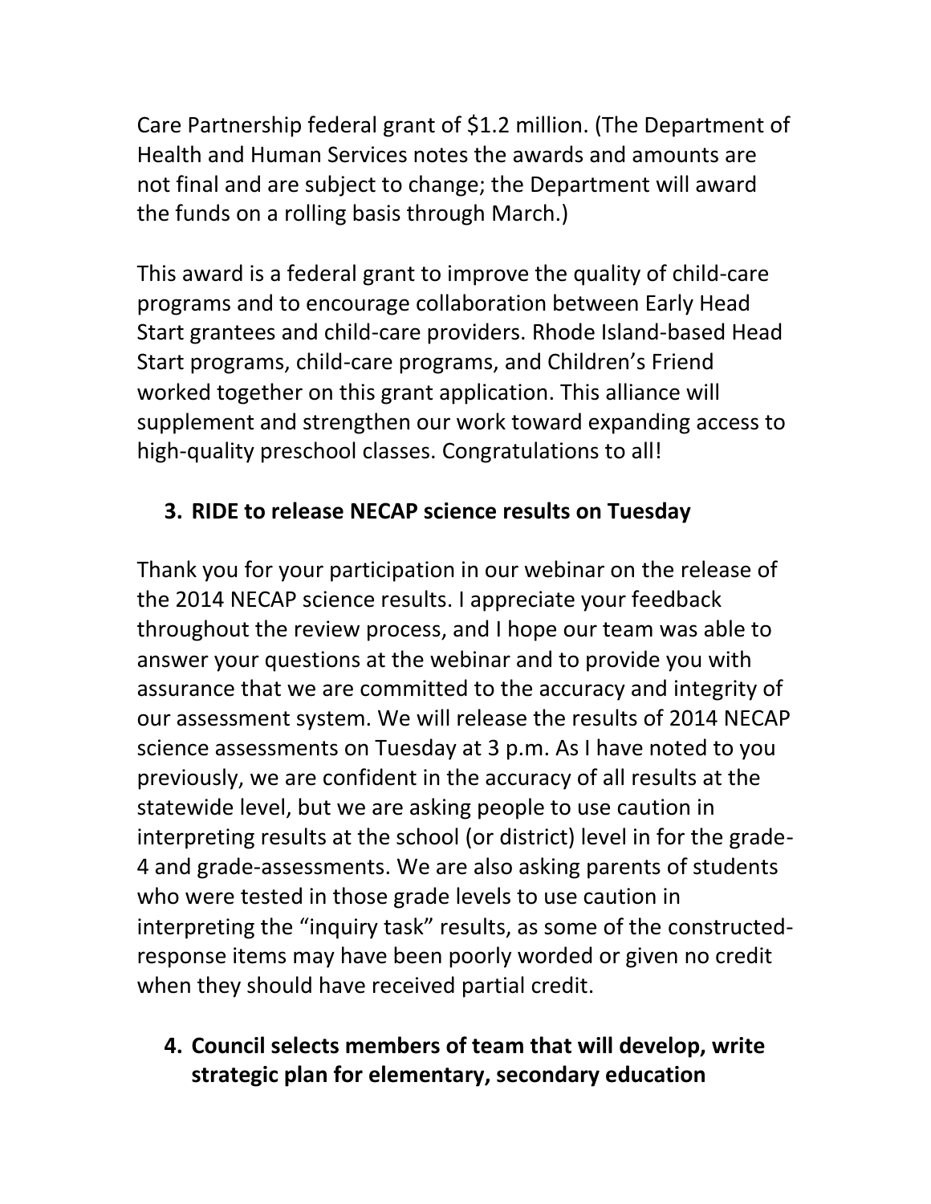Care Partnership federal grant of $1.2 million. (The Department of Health and Human Services notes the awards and amounts are not final and are subject to change; the Department will award the funds on a rolling basis through March.)

This award is a federal grant to improve the quality of child-care programs and to encourage collaboration between Early Head Start grantees and child-care providers. Rhode Island-based Head Start programs, child-care programs, and Children's Friend worked together on this grant application. This alliance will supplement and strengthen our work toward expanding access to high-quality preschool classes. Congratulations to all!

3. **RIDE to release NECAP science results on Tuesday**

Thank you for your participation in our webinar on the release of the 2014 NECAP science results. I appreciate your feedback throughout the review process, and I hope our team was able to answer your questions at the webinar and to provide you with assurance that we are committed to the accuracy and integrity of our assessment system. We will release the results of 2014 NECAP science assessments on Tuesday at 3 p.m. As I have noted to you previously, we are confident in the accuracy of all results at the statewide level, but we are asking people to use caution in interpreting results at the school (or district) level in for the grade-4 and grade-assessments. We are also asking parents of students who were tested in those grade levels to use caution in interpreting the "inquiry task" results, as some of the constructed-response items may have been poorly worded or given no credit when they should have received partial credit.

4. **Council selects members of team that will develop, write strategic plan for elementary, secondary education**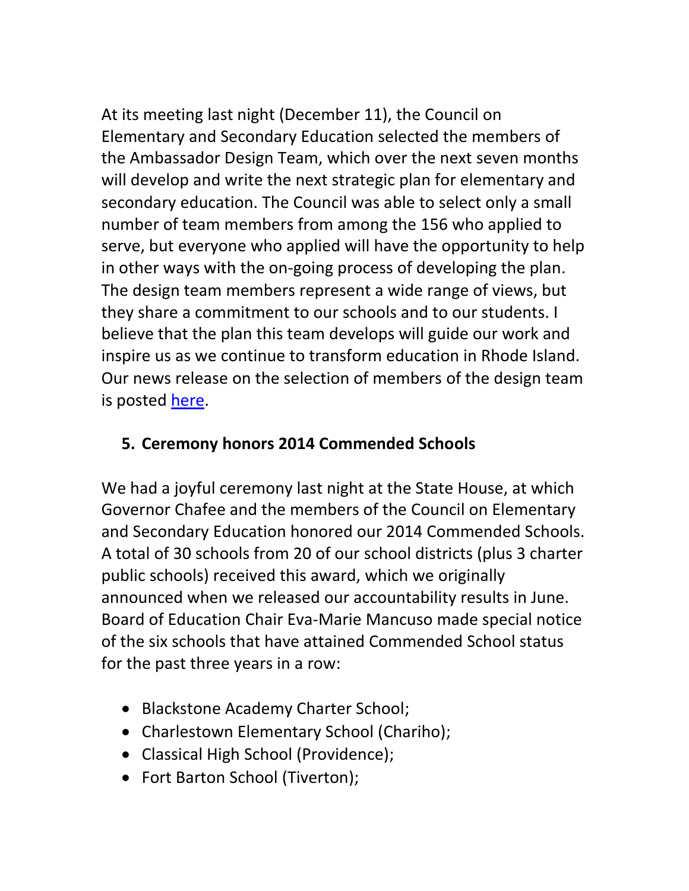At its meeting last night (December 11), the Council on Elementary and Secondary Education selected the members of the Ambassador Design Team, which over the next seven months will develop and write the next strategic plan for elementary and secondary education. The Council was able to select only a small number of team members from among the 156 who applied to serve, but everyone who applied will have the opportunity to help in other ways with the on-going process of developing the plan. The design team members represent a wide range of views, but they share a commitment to our schools and to our students. I believe that the plan this team develops will guide our work and inspire us as we continue to transform education in Rhode Island. Our news release on the selection of members of the design team is posted here.

## 5. Ceremony honors 2014 Commended Schools

We had a joyful ceremony last night at the State House, at which Governor Chafee and the members of the Council on Elementary and Secondary Education honored our 2014 Commended Schools. A total of 30 schools from 20 of our school districts (plus 3 charter public schools) received this award, which we originally announced when we released our accountability results in June. Board of Education Chair Eva-Marie Mancuso made special notice of the six schools that have attained Commended School status for the past three years in a row:

- Blackstone Academy Charter School;
- Charlestown Elementary School (Chariho);
- Classical High School (Providence);
- Fort Barton School (Tiverton);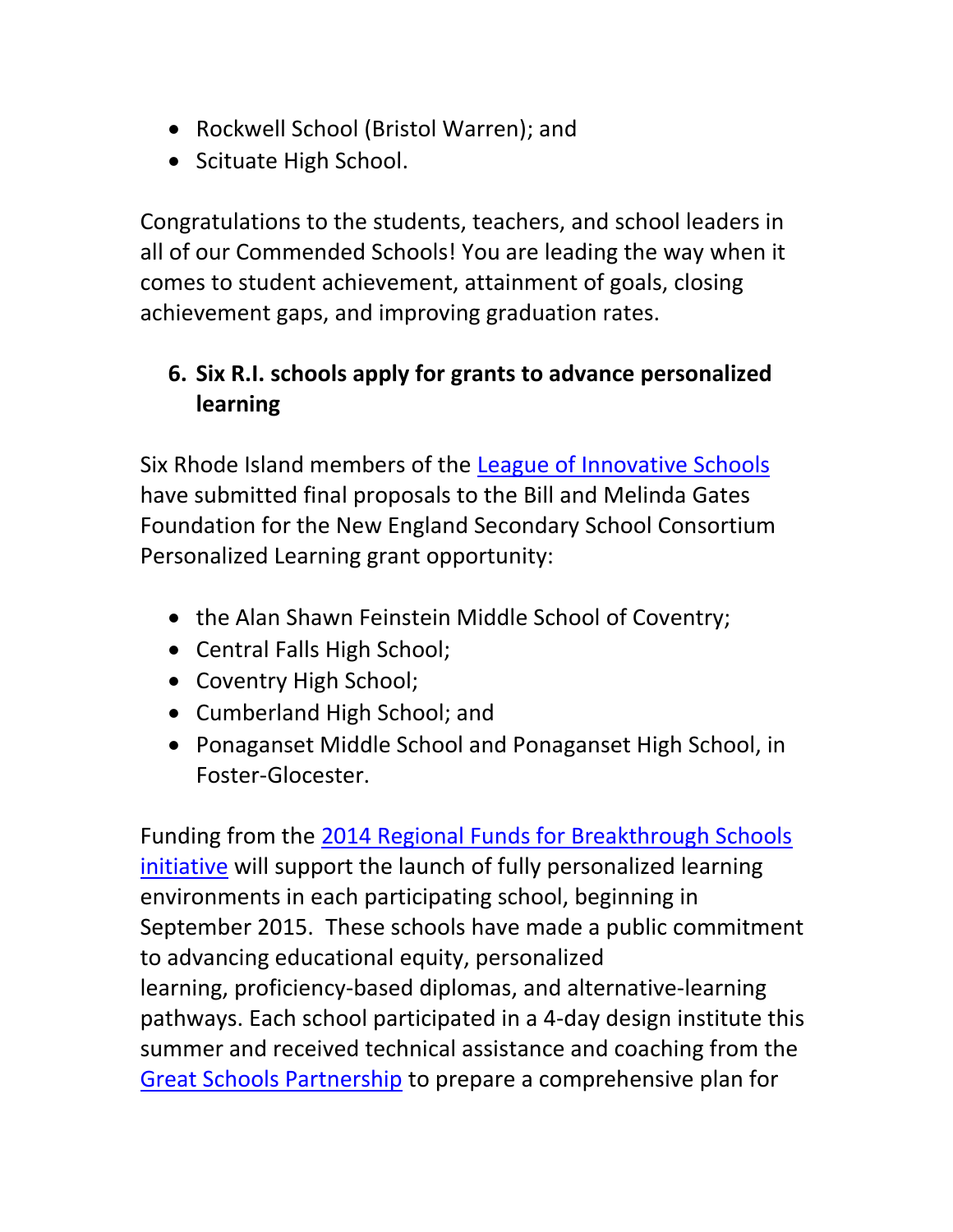- Rockwell School (Bristol Warren); and
- Scituate High School.

Congratulations to the students, teachers, and school leaders in all of our Commended Schools! You are leading the way when it comes to student achievement, attainment of goals, closing achievement gaps, and improving graduation rates.

6. **Six R.I. schools apply for grants to advance personalized learning**

Six Rhode Island members of the League of Innovative Schools have submitted final proposals to the Bill and Melinda Gates Foundation for the New England Secondary School Consortium Personalized Learning grant opportunity:

- the Alan Shawn Feinstein Middle School of Coventry;
- Central Falls High School;
- Coventry High School;
- Cumberland High School; and
- Ponaganset Middle School and Ponaganset High School, in Foster-Glocester.

Funding from the 2014 Regional Funds for Breakthrough Schools initiative will support the launch of fully personalized learning environments in each participating school, beginning in September 2015. These schools have made a public commitment to advancing educational equity, personalized learning, proficiency-based diplomas, and alternative-learning pathways. Each school participated in a 4-day design institute this summer and received technical assistance and coaching from the Great Schools Partnership to prepare a comprehensive plan for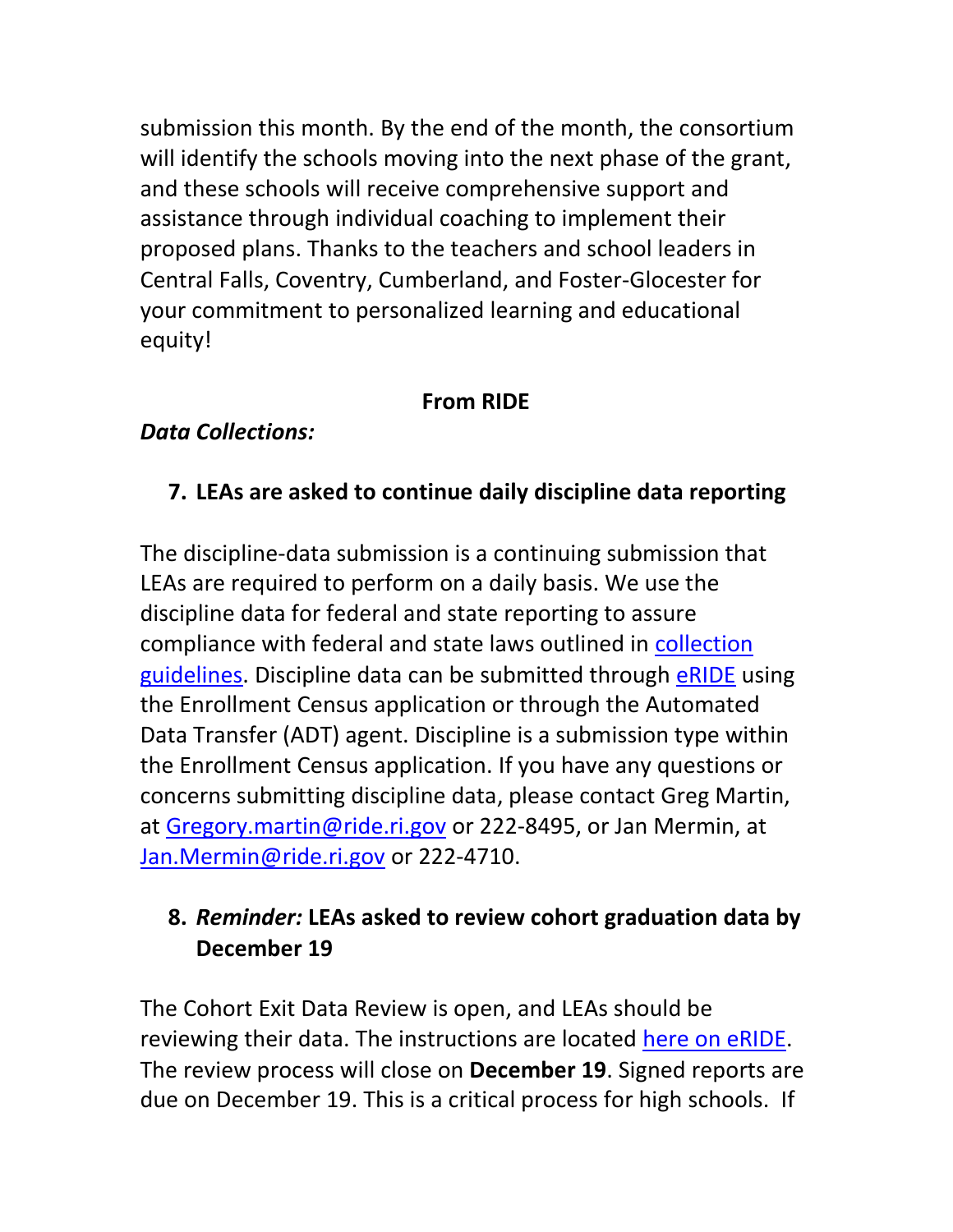submission this month. By the end of the month, the consortium will identify the schools moving into the next phase of the grant, and these schools will receive comprehensive support and assistance through individual coaching to implement their proposed plans. Thanks to the teachers and school leaders in Central Falls, Coventry, Cumberland, and Foster-Glocester for your commitment to personalized learning and educational equity!

**From RIDE**

***Data Collections:***

7. **LEAs are asked to continue daily discipline data reporting**

The discipline-data submission is a continuing submission that LEAs are required to perform on a daily basis. We use the discipline data for federal and state reporting to assure compliance with federal and state laws outlined in collection guidelines. Discipline data can be submitted through eRIDE using the Enrollment Census application or through the Automated Data Transfer (ADT) agent. Discipline is a submission type within the Enrollment Census application. If you have any questions or concerns submitting discipline data, please contact Greg Martin, at Gregory.martin@ride.ri.gov or 222-8495, or Jan Mermin, at Jan.Mermin@ride.ri.gov or 222-4710.

8. ***Reminder:*** **LEAs asked to review cohort graduation data by December 19**

The Cohort Exit Data Review is open, and LEAs should be reviewing their data. The instructions are located here on eRIDE. The review process will close on **December 19**. Signed reports are due on December 19. This is a critical process for high schools. If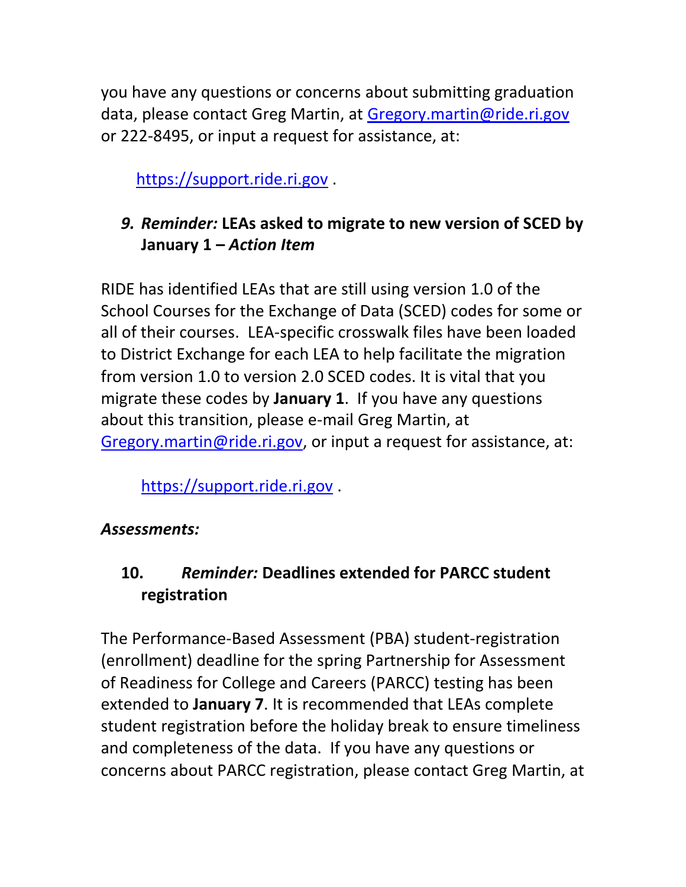you have any questions or concerns about submitting graduation data, please contact Greg Martin, at Gregory.martin@ride.ri.gov or 222-8495, or input a request for assistance, at:

https://support.ride.ri.gov .

### 9. *Reminder:* LEAs asked to migrate to new version of SCED by January 1 – *Action Item*

RIDE has identified LEAs that are still using version 1.0 of the School Courses for the Exchange of Data (SCED) codes for some or all of their courses. LEA-specific crosswalk files have been loaded to District Exchange for each LEA to help facilitate the migration from version 1.0 to version 2.0 SCED codes. It is vital that you migrate these codes by **January 1**. If you have any questions about this transition, please e-mail Greg Martin, at Gregory.martin@ride.ri.gov, or input a request for assistance, at:

https://support.ride.ri.gov .

***Assessments:***

### 10. *Reminder:* Deadlines extended for PARCC student registration

The Performance-Based Assessment (PBA) student-registration (enrollment) deadline for the spring Partnership for Assessment of Readiness for College and Careers (PARCC) testing has been extended to **January 7**. It is recommended that LEAs complete student registration before the holiday break to ensure timeliness and completeness of the data. If you have any questions or concerns about PARCC registration, please contact Greg Martin, at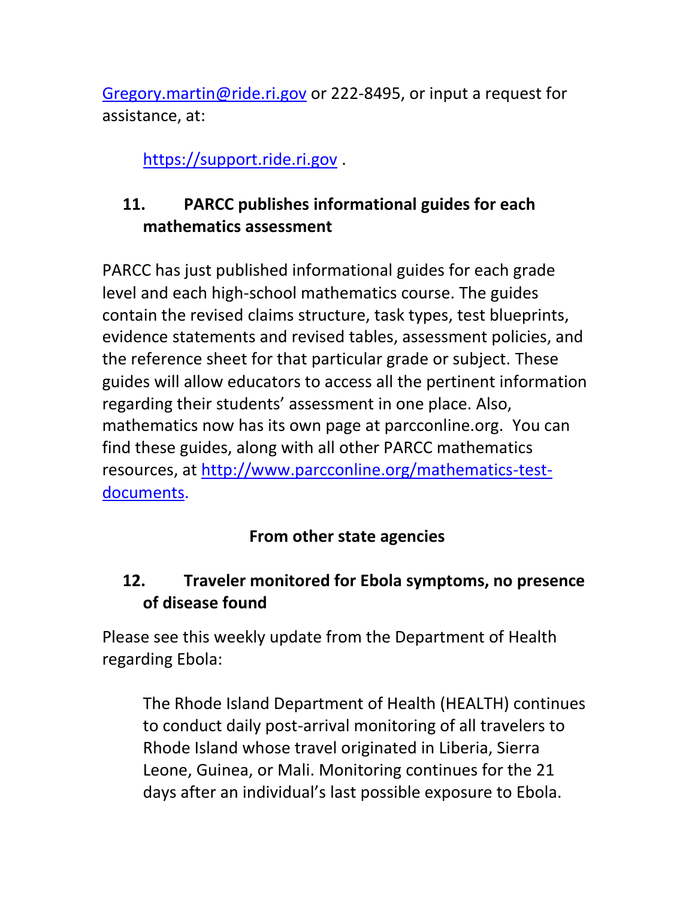Gregory.martin@ride.ri.gov or 222-8495, or input a request for assistance, at:

> https://support.ride.ri.gov .

### 11. PARCC publishes informational guides for each mathematics assessment

PARCC has just published informational guides for each grade level and each high-school mathematics course. The guides contain the revised claims structure, task types, test blueprints, evidence statements and revised tables, assessment policies, and the reference sheet for that particular grade or subject. These guides will allow educators to access all the pertinent information regarding their students' assessment in one place. Also, mathematics now has its own page at parcconline.org. You can find these guides, along with all other PARCC mathematics resources, at http://www.parcconline.org/mathematics-test-documents.

## From other state agencies

### 12. Traveler monitored for Ebola symptoms, no presence of disease found

Please see this weekly update from the Department of Health regarding Ebola:

> The Rhode Island Department of Health (HEALTH) continues to conduct daily post-arrival monitoring of all travelers to Rhode Island whose travel originated in Liberia, Sierra Leone, Guinea, or Mali. Monitoring continues for the 21 days after an individual's last possible exposure to Ebola.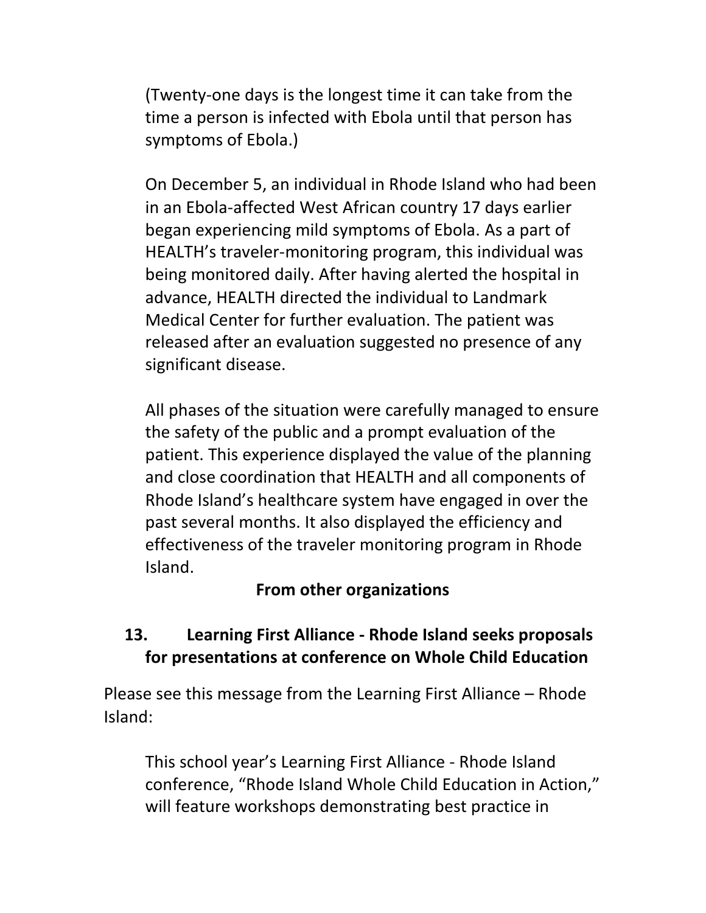(Twenty-one days is the longest time it can take from the time a person is infected with Ebola until that person has symptoms of Ebola.)

On December 5, an individual in Rhode Island who had been in an Ebola-affected West African country 17 days earlier began experiencing mild symptoms of Ebola. As a part of HEALTH's traveler-monitoring program, this individual was being monitored daily. After having alerted the hospital in advance, HEALTH directed the individual to Landmark Medical Center for further evaluation. The patient was released after an evaluation suggested no presence of any significant disease.

All phases of the situation were carefully managed to ensure the safety of the public and a prompt evaluation of the patient. This experience displayed the value of the planning and close coordination that HEALTH and all components of Rhode Island's healthcare system have engaged in over the past several months. It also displayed the efficiency and effectiveness of the traveler monitoring program in Rhode Island.

## From other organizations

### 13. Learning First Alliance - Rhode Island seeks proposals for presentations at conference on Whole Child Education

Please see this message from the Learning First Alliance – Rhode Island:

This school year's Learning First Alliance - Rhode Island conference, "Rhode Island Whole Child Education in Action," will feature workshops demonstrating best practice in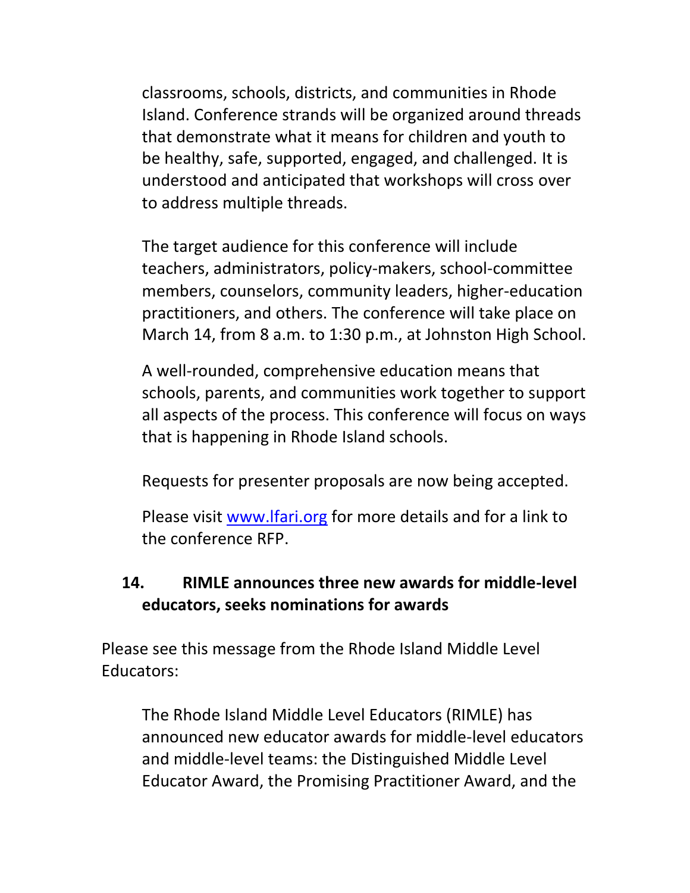classrooms, schools, districts, and communities in Rhode Island. Conference strands will be organized around threads that demonstrate what it means for children and youth to be healthy, safe, supported, engaged, and challenged. It is understood and anticipated that workshops will cross over to address multiple threads.

The target audience for this conference will include teachers, administrators, policy-makers, school-committee members, counselors, community leaders, higher-education practitioners, and others. The conference will take place on March 14, from 8 a.m. to 1:30 p.m., at Johnston High School.

A well-rounded, comprehensive education means that schools, parents, and communities work together to support all aspects of the process. This conference will focus on ways that is happening in Rhode Island schools.

Requests for presenter proposals are now being accepted.

Please visit [www.lfari.org](http://www.lfari.org) for more details and for a link to the conference RFP.

## 14. RIMLE announces three new awards for middle-level educators, seeks nominations for awards

Please see this message from the Rhode Island Middle Level Educators:

The Rhode Island Middle Level Educators (RIMLE) has announced new educator awards for middle-level educators and middle-level teams: the Distinguished Middle Level Educator Award, the Promising Practitioner Award, and the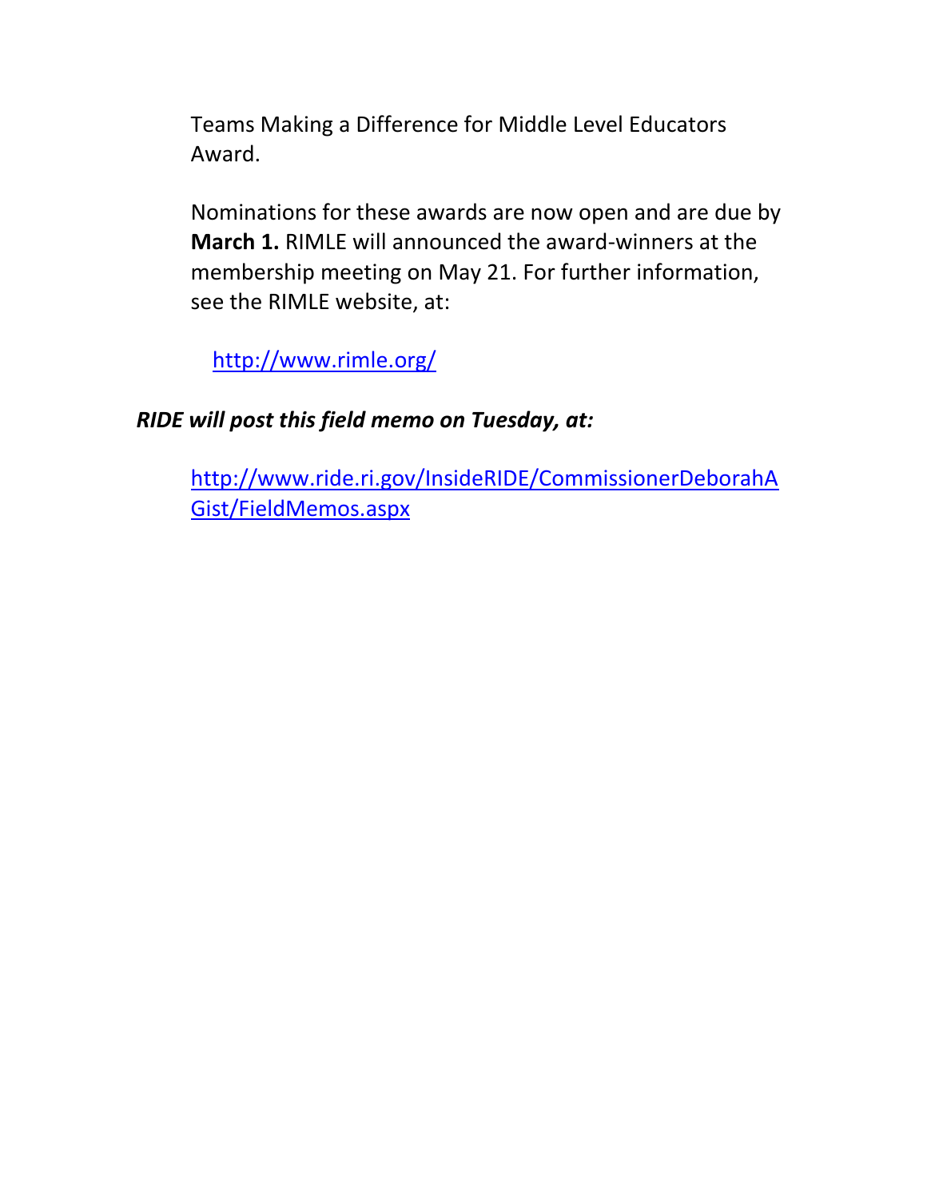Teams Making a Difference for Middle Level Educators Award.

Nominations for these awards are now open and are due by **March 1.** RIMLE will announced the award-winners at the membership meeting on May 21. For further information, see the RIMLE website, at:

http://www.rimle.org/

***RIDE will post this field memo on Tuesday, at:***

http://www.ride.ri.gov/InsideRIDE/CommissionerDeborahAGist/FieldMemos.aspx